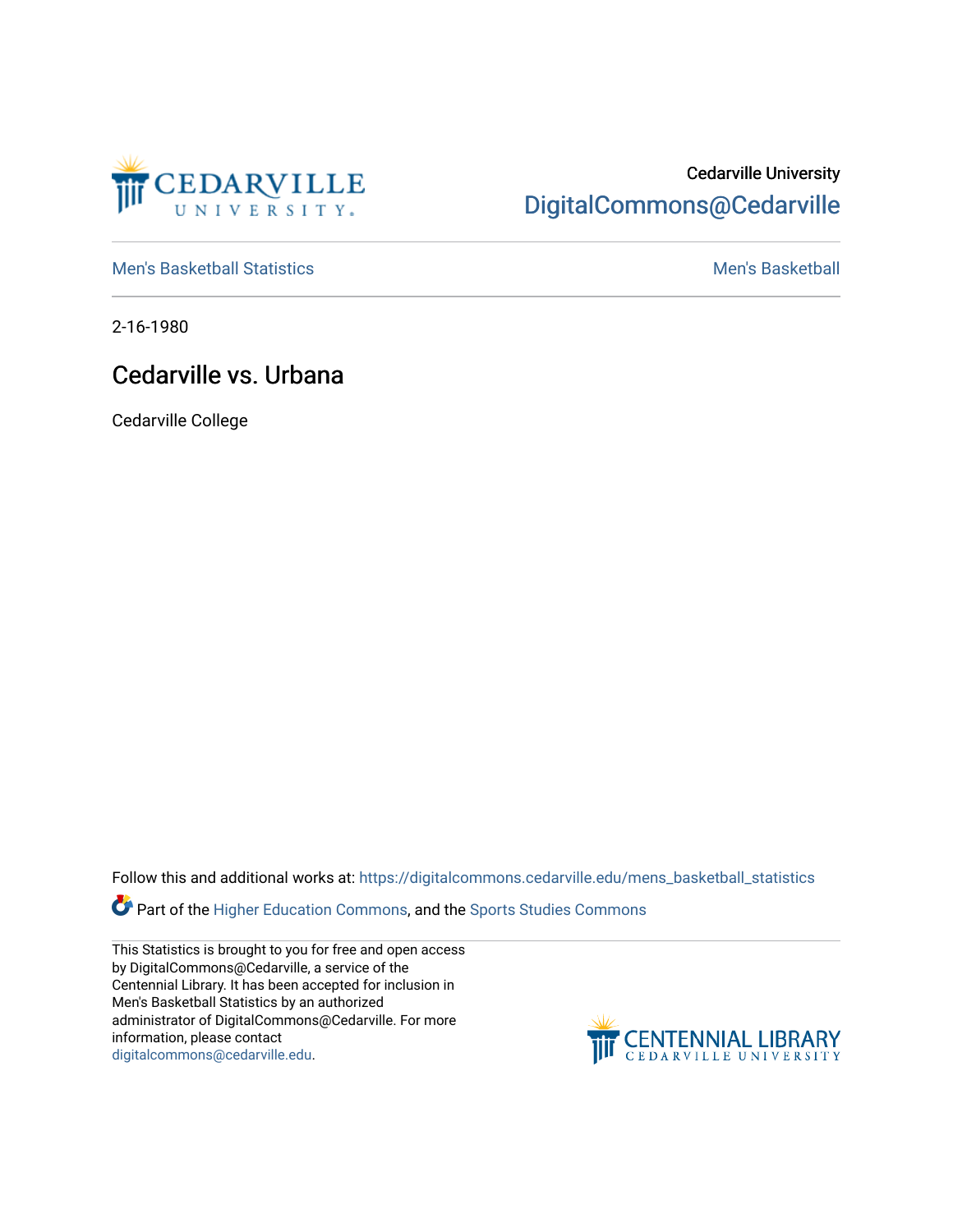Cedarville University

DigitalCommons@Cedarville

Men's Basketball Statistics

Men's Basketball

2-16-1980

# Cedarville vs. Urbana

Cedarville College

Follow this and additional works at: https://digitalcommons.cedarville.edu/mens_basketball_statistics

Part of the Higher Education Commons, and the Sports Studies Commons

This Statistics is brought to you for free and open access by DigitalCommons@Cedarville, a service of the Centennial Library. It has been accepted for inclusion in Men's Basketball Statistics by an authorized administrator of DigitalCommons@Cedarville. For more information, please contact digitalcommons@cedarville.edu.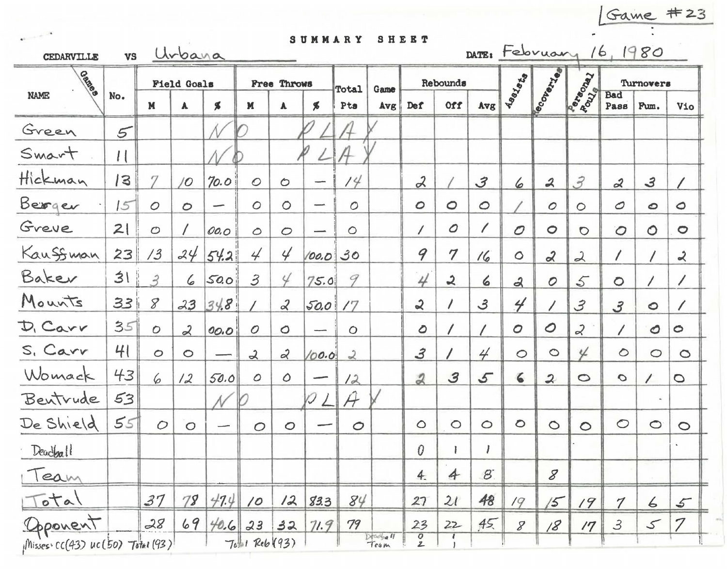Game #23

SUMMARY SHEET

CEDARVILLE VS Urbana

DATE: February 16, 1980

| NAME | No. | Field Goals M | Field Goals A | Field Goals % | Free Throws M | Free Throws A | Free Throws % | Total Pts | Game Avg | Rebounds Def | Rebounds Off | Rebounds Avg | Assists | Recoveries | Personal Fouls | Turnovers Bad Pass | Turnovers Fum. | Turnovers Vio |
|---|---|---|---|---|---|---|---|---|---|---|---|---|---|---|---|---|---|---|
| Green | 5 | | | NO | | PLAY | | | | | | | | | | | | |
| Smart | 11 | | | NO | | PLAY | | | | | | | | | | | | |
| Hickman | 13 | 7 | 10 | 70.0 | 0 | 0 | — | 14 | | 2 | 1 | 3 | 6 | 2 | 3 | 2 | 3 | 1 |
| Berger | 15 | 0 | 0 | — | 0 | 0 | — | 0 | | 0 | 0 | 0 | 1 | 0 | 0 | 0 | 0 | 0 |
| Greve | 21 | 0 | 1 | 00.0 | 0 | 0 | — | 0 | | 1 | 0 | 1 | 0 | 0 | 0 | 0 | 0 | 0 |
| Kauffman | 23 | 13 | 24 | 54.2 | 4 | 4 | 100.0 | 30 | | 9 | 7 | 16 | 0 | 2 | 2 | 1 | 1 | 2 |
| Baker | 31 | 3 | 6 | 50.0 | 3 | 4 | 75.0 | 9 | | 4 | 2 | 6 | 2 | 0 | 5 | 0 | 1 | 1 |
| Mounts | 33 | 8 | 23 | 34.8 | 1 | 2 | 50.0 | 17 | | 2 | 1 | 3 | 4 | 1 | 3 | 3 | 0 | 1 |
| D. Carr | 35 | 0 | 2 | 00.0 | 0 | 0 | — | 0 | | 0 | 1 | 1 | 0 | 0 | 2 | 1 | 0 | 0 |
| S. Carr | 41 | 0 | 0 | — | 2 | 2 | 100.0 | 2 | | 3 | 1 | 4 | 0 | 0 | 4 | 0 | 0 | 0 |
| Womack | 43 | 6 | 12 | 50.0 | 0 | 0 | — | 12 | | 2 | 3 | 5 | 6 | 2 | 0 | 0 | 1 | 0 |
| Bentrude | 53 | | | NO | | PLAY | | | | | | | | | | | | |
| De Shield | 55 | 0 | 0 | — | 0 | 0 | — | 0 | | 0 | 0 | 0 | 0 | 0 | 0 | 0 | 0 | 0 |
| Deadball | | | | | | | | | | 0 | 1 | 1 | | | | | | |
| Team | | | | | | | | | | 4 | 4 | 8 | | 8 | | | | |
| Total | | 37 | 78 | 47.4 | 10 | 12 | 83.3 | 84 | | 27 | 21 | 48 | 19 | 15 | 19 | 7 | 6 | 5 |
| Opponent | | 28 | 69 | 40.6 | 23 | 32 | 71.9 | 79 | Deadball / Team | 23 (0 / 2) | 22 (1 / 1) | 45 | 8 | 18 | 17 | 3 | 5 | 7 |

Misses: CC(43) UC(50) Total (93) Total Reb (93)